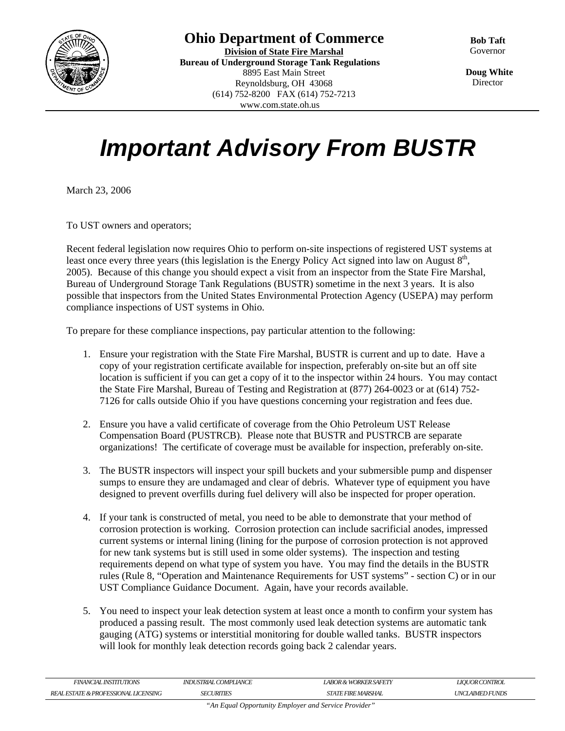**Ohio Department of Commerce**

**Division of State Fire Marshal**

**Bureau of Underground Storage Tank Regulations**

8895 East Main Street
Reynoldsburg, OH 43068
(614) 752-8200 FAX (614) 752-7213
www.com.state.oh.us

**Bob Taft**
Governor

**Doug White**
Director

# *Important Advisory From BUSTR*

March 23, 2006

To UST owners and operators;

Recent federal legislation now requires Ohio to perform on-site inspections of registered UST systems at least once every three years (this legislation is the Energy Policy Act signed into law on August 8th, 2005). Because of this change you should expect a visit from an inspector from the State Fire Marshal, Bureau of Underground Storage Tank Regulations (BUSTR) sometime in the next 3 years. It is also possible that inspectors from the United States Environmental Protection Agency (USEPA) may perform compliance inspections of UST systems in Ohio.

To prepare for these compliance inspections, pay particular attention to the following:

1. Ensure your registration with the State Fire Marshal, BUSTR is current and up to date. Have a copy of your registration certificate available for inspection, preferably on-site but an off site location is sufficient if you can get a copy of it to the inspector within 24 hours. You may contact the State Fire Marshal, Bureau of Testing and Registration at (877) 264-0023 or at (614) 752-7126 for calls outside Ohio if you have questions concerning your registration and fees due.

2. Ensure you have a valid certificate of coverage from the Ohio Petroleum UST Release Compensation Board (PUSTRCB). Please note that BUSTR and PUSTRCB are separate organizations! The certificate of coverage must be available for inspection, preferably on-site.

3. The BUSTR inspectors will inspect your spill buckets and your submersible pump and dispenser sumps to ensure they are undamaged and clear of debris. Whatever type of equipment you have designed to prevent overfills during fuel delivery will also be inspected for proper operation.

4. If your tank is constructed of metal, you need to be able to demonstrate that your method of corrosion protection is working. Corrosion protection can include sacrificial anodes, impressed current systems or internal lining (lining for the purpose of corrosion protection is not approved for new tank systems but is still used in some older systems). The inspection and testing requirements depend on what type of system you have. You may find the details in the BUSTR rules (Rule 8, "Operation and Maintenance Requirements for UST systems" - section C) or in our UST Compliance Guidance Document. Again, have your records available.

5. You need to inspect your leak detection system at least once a month to confirm your system has produced a passing result. The most commonly used leak detection systems are automatic tank gauging (ATG) systems or interstitial monitoring for double walled tanks. BUSTR inspectors will look for monthly leak detection records going back 2 calendar years.

FINANCIAL INSTITUTIONS | INDUSTRIAL COMPLIANCE | LABOR & WORKER SAFETY | LIQUOR CONTROL
REAL ESTATE & PROFESSIONAL LICENSING | SECURITIES | STATE FIRE MARSHAL | UNCLAIMED FUNDS

*"An Equal Opportunity Employer and Service Provider"*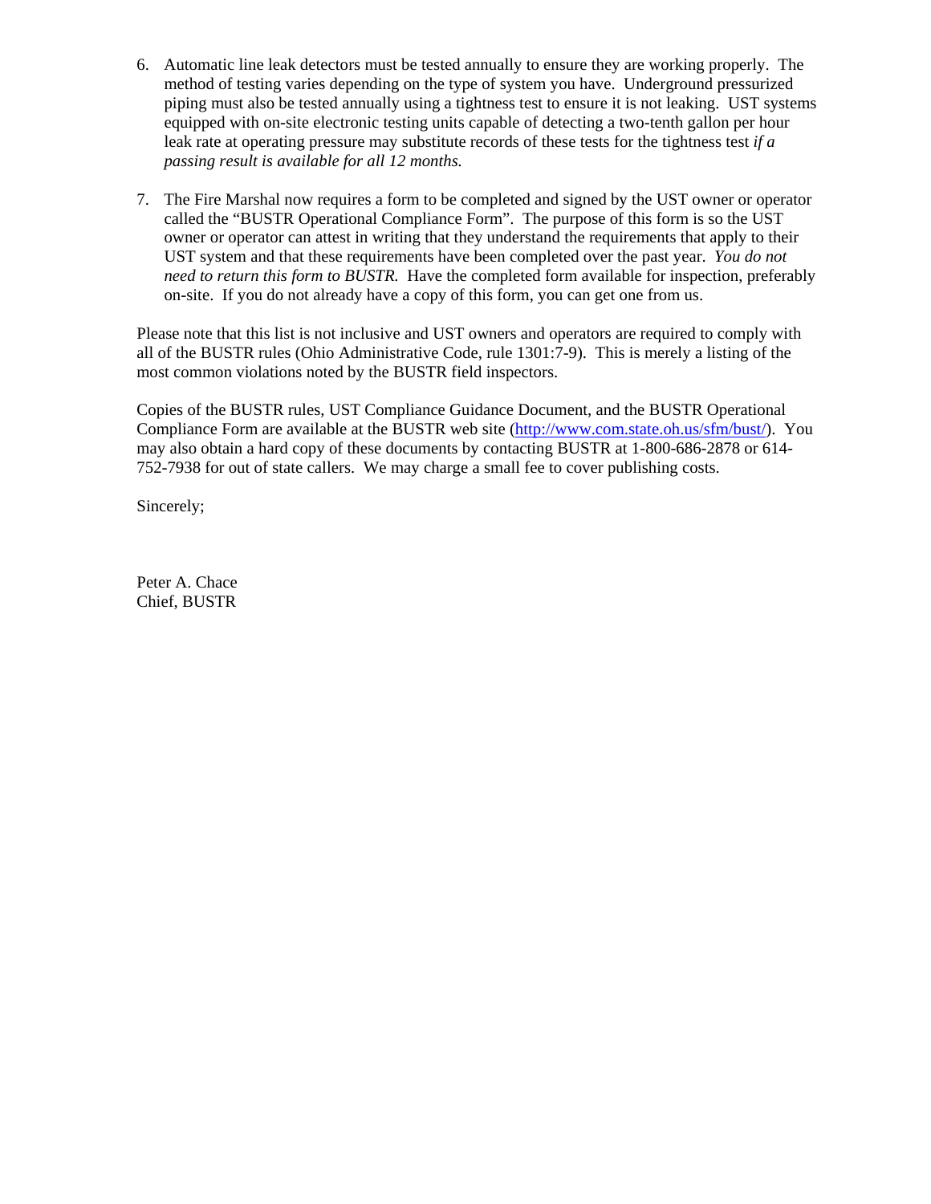6. Automatic line leak detectors must be tested annually to ensure they are working properly. The method of testing varies depending on the type of system you have. Underground pressurized piping must also be tested annually using a tightness test to ensure it is not leaking. UST systems equipped with on-site electronic testing units capable of detecting a two-tenth gallon per hour leak rate at operating pressure may substitute records of these tests for the tightness test *if a passing result is available for all 12 months.*

7. The Fire Marshal now requires a form to be completed and signed by the UST owner or operator called the "BUSTR Operational Compliance Form". The purpose of this form is so the UST owner or operator can attest in writing that they understand the requirements that apply to their UST system and that these requirements have been completed over the past year. *You do not need to return this form to BUSTR.* Have the completed form available for inspection, preferably on-site. If you do not already have a copy of this form, you can get one from us.

Please note that this list is not inclusive and UST owners and operators are required to comply with all of the BUSTR rules (Ohio Administrative Code, rule 1301:7-9). This is merely a listing of the most common violations noted by the BUSTR field inspectors.

Copies of the BUSTR rules, UST Compliance Guidance Document, and the BUSTR Operational Compliance Form are available at the BUSTR web site (http://www.com.state.oh.us/sfm/bust/). You may also obtain a hard copy of these documents by contacting BUSTR at 1-800-686-2878 or 614-752-7938 for out of state callers. We may charge a small fee to cover publishing costs.

Sincerely;

Peter A. Chace
Chief, BUSTR